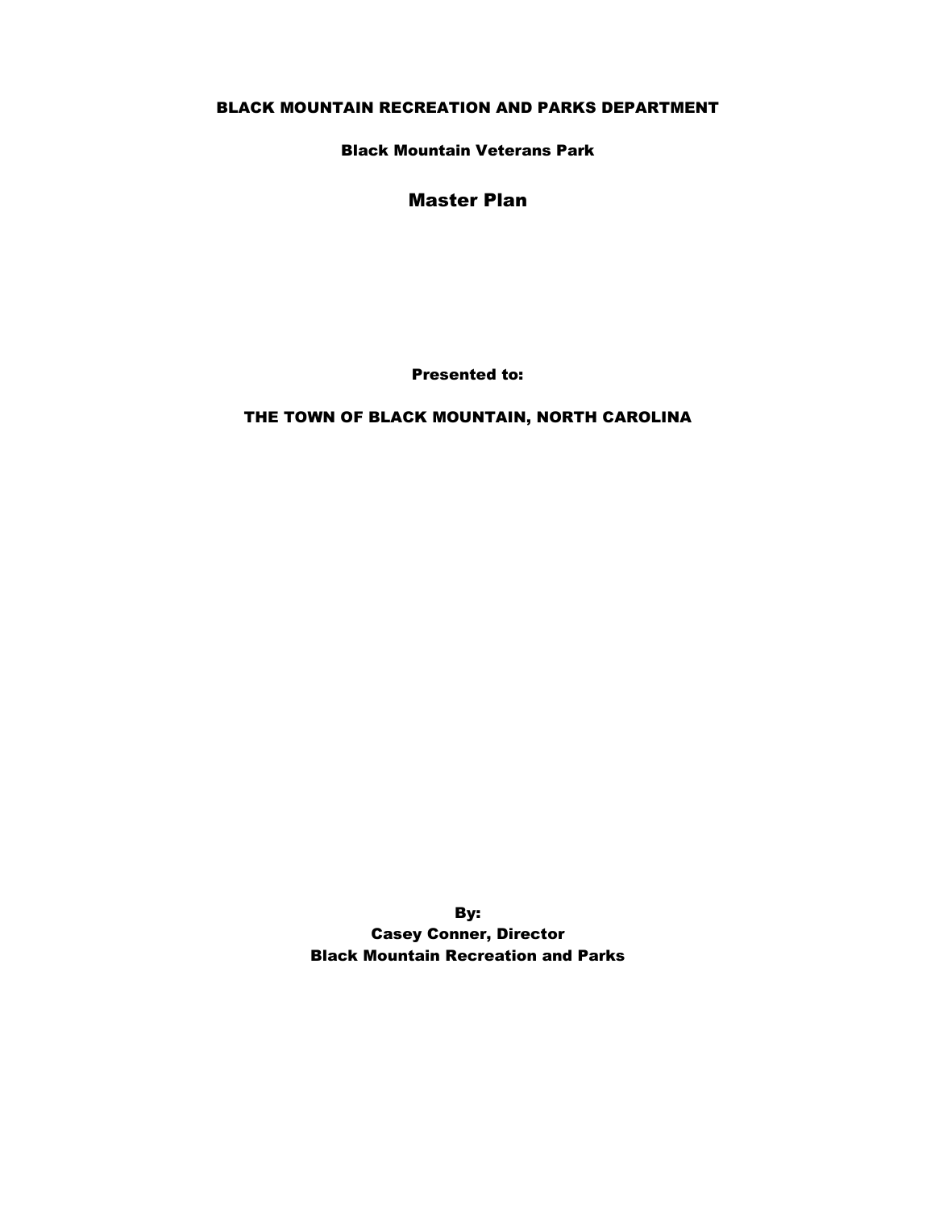**BLACK MOUNTAIN RECREATION AND PARKS DEPARTMENT**

**Black Mountain Veterans Park**

# Master Plan

**Presented to:**

**THE TOWN OF BLACK MOUNTAIN, NORTH CAROLINA**

**By:**
**Casey Conner, Director**
**Black Mountain Recreation and Parks**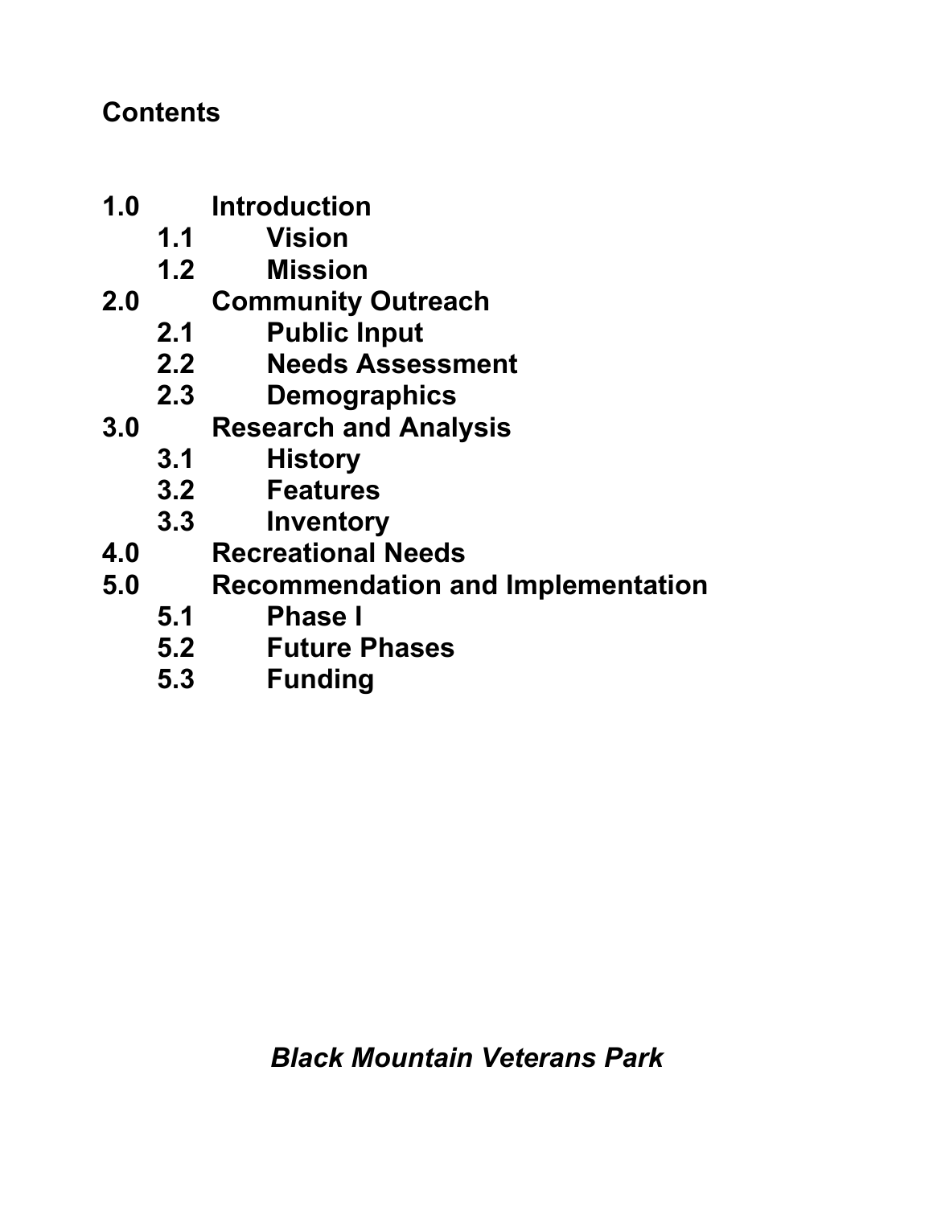**Contents**

**1.0 Introduction**
- **1.1 Vision**
- **1.2 Mission**

**2.0 Community Outreach**
- **2.1 Public Input**
- **2.2 Needs Assessment**
- **2.3 Demographics**

**3.0 Research and Analysis**
- **3.1 History**
- **3.2 Features**
- **3.3 Inventory**

**4.0 Recreational Needs**

**5.0 Recommendation and Implementation**
- **5.1 Phase I**
- **5.2 Future Phases**
- **5.3 Funding**

***Black Mountain Veterans Park***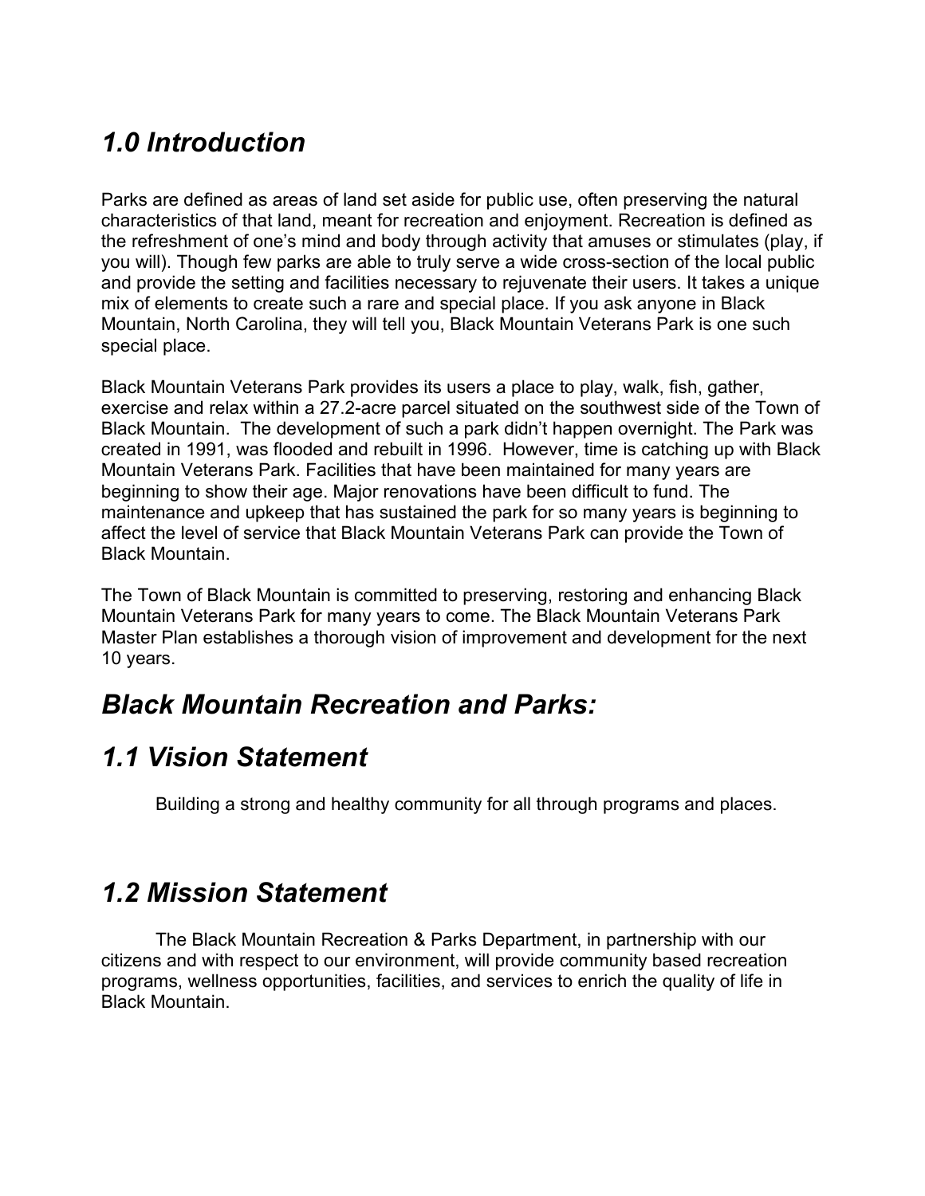# *1.0 Introduction*

Parks are defined as areas of land set aside for public use, often preserving the natural characteristics of that land, meant for recreation and enjoyment. Recreation is defined as the refreshment of one's mind and body through activity that amuses or stimulates (play, if you will). Though few parks are able to truly serve a wide cross-section of the local public and provide the setting and facilities necessary to rejuvenate their users. It takes a unique mix of elements to create such a rare and special place. If you ask anyone in Black Mountain, North Carolina, they will tell you, Black Mountain Veterans Park is one such special place.

Black Mountain Veterans Park provides its users a place to play, walk, fish, gather, exercise and relax within a 27.2-acre parcel situated on the southwest side of the Town of Black Mountain. The development of such a park didn't happen overnight. The Park was created in 1991, was flooded and rebuilt in 1996. However, time is catching up with Black Mountain Veterans Park. Facilities that have been maintained for many years are beginning to show their age. Major renovations have been difficult to fund. The maintenance and upkeep that has sustained the park for so many years is beginning to affect the level of service that Black Mountain Veterans Park can provide the Town of Black Mountain.

The Town of Black Mountain is committed to preserving, restoring and enhancing Black Mountain Veterans Park for many years to come. The Black Mountain Veterans Park Master Plan establishes a thorough vision of improvement and development for the next 10 years.

# *Black Mountain Recreation and Parks:*

# *1.1 Vision Statement*

Building a strong and healthy community for all through programs and places.

# *1.2 Mission Statement*

The Black Mountain Recreation & Parks Department, in partnership with our citizens and with respect to our environment, will provide community based recreation programs, wellness opportunities, facilities, and services to enrich the quality of life in Black Mountain.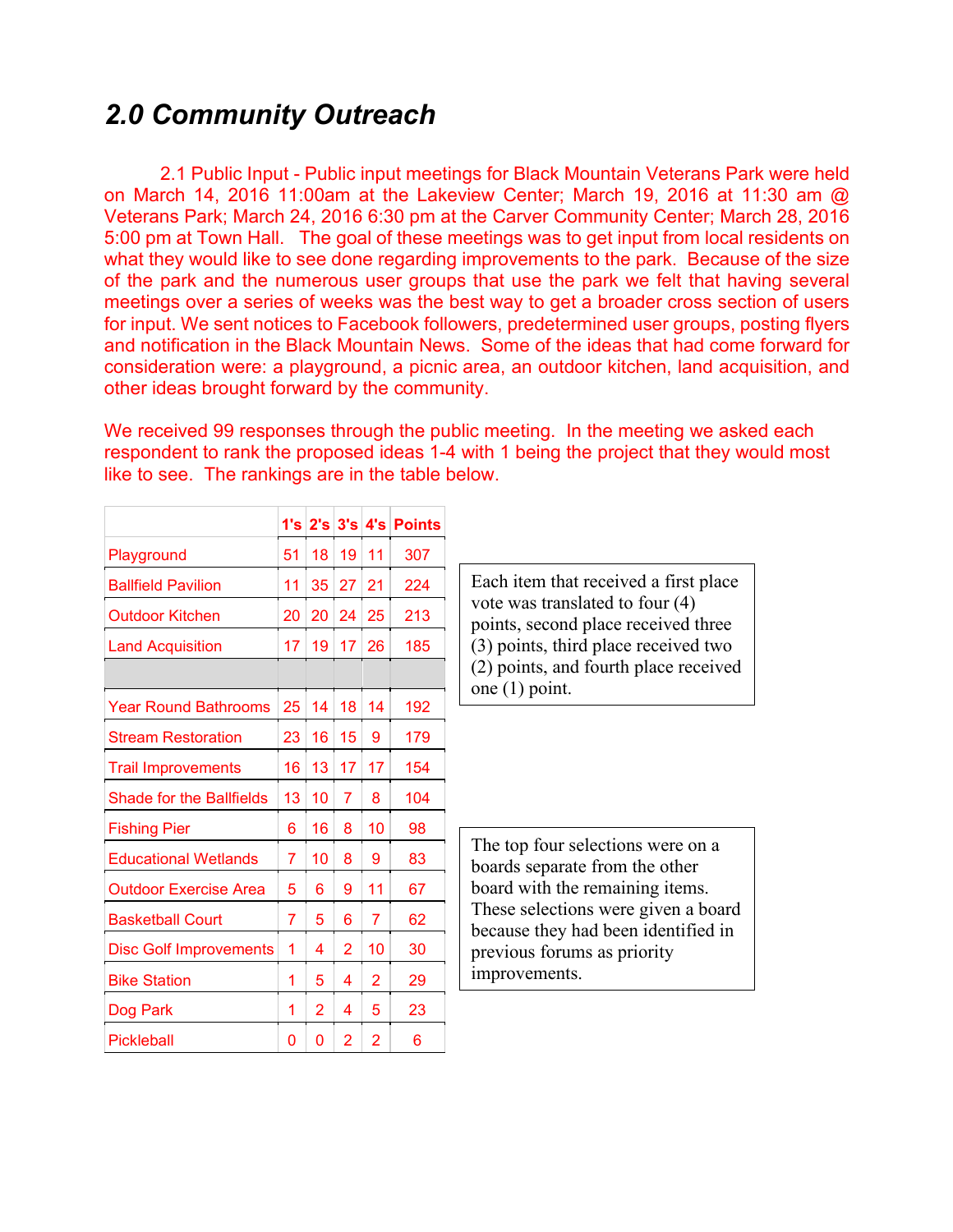## *2.0 Community Outreach*

2.1 Public Input - Public input meetings for Black Mountain Veterans Park were held on March 14, 2016 11:00am at the Lakeview Center; March 19, 2016 at 11:30 am @ Veterans Park; March 24, 2016 6:30 pm at the Carver Community Center; March 28, 2016 5:00 pm at Town Hall. The goal of these meetings was to get input from local residents on what they would like to see done regarding improvements to the park. Because of the size of the park and the numerous user groups that use the park we felt that having several meetings over a series of weeks was the best way to get a broader cross section of users for input. We sent notices to Facebook followers, predetermined user groups, posting flyers and notification in the Black Mountain News. Some of the ideas that had come forward for consideration were: a playground, a picnic area, an outdoor kitchen, land acquisition, and other ideas brought forward by the community.

We received 99 responses through the public meeting. In the meeting we asked each respondent to rank the proposed ideas 1-4 with 1 being the project that they would most like to see. The rankings are in the table below.

| | 1's | 2's | 3's | 4's | Points |
|---|---|---|---|---|---|
| Playground | 51 | 18 | 19 | 11 | 307 |
| Ballfield Pavilion | 11 | 35 | 27 | 21 | 224 |
| Outdoor Kitchen | 20 | 20 | 24 | 25 | 213 |
| Land Acquisition | 17 | 19 | 17 | 26 | 185 |
| | | | | | |
| Year Round Bathrooms | 25 | 14 | 18 | 14 | 192 |
| Stream Restoration | 23 | 16 | 15 | 9 | 179 |
| Trail Improvements | 16 | 13 | 17 | 17 | 154 |
| Shade for the Ballfields | 13 | 10 | 7 | 8 | 104 |
| Fishing Pier | 6 | 16 | 8 | 10 | 98 |
| Educational Wetlands | 7 | 10 | 8 | 9 | 83 |
| Outdoor Exercise Area | 5 | 6 | 9 | 11 | 67 |
| Basketball Court | 7 | 5 | 6 | 7 | 62 |
| Disc Golf Improvements | 1 | 4 | 2 | 10 | 30 |
| Bike Station | 1 | 5 | 4 | 2 | 29 |
| Dog Park | 1 | 2 | 4 | 5 | 23 |
| Pickleball | 0 | 0 | 2 | 2 | 6 |

Each item that received a first place vote was translated to four (4) points, second place received three (3) points, third place received two (2) points, and fourth place received one (1) point.

The top four selections were on a boards separate from the other board with the remaining items. These selections were given a board because they had been identified in previous forums as priority improvements.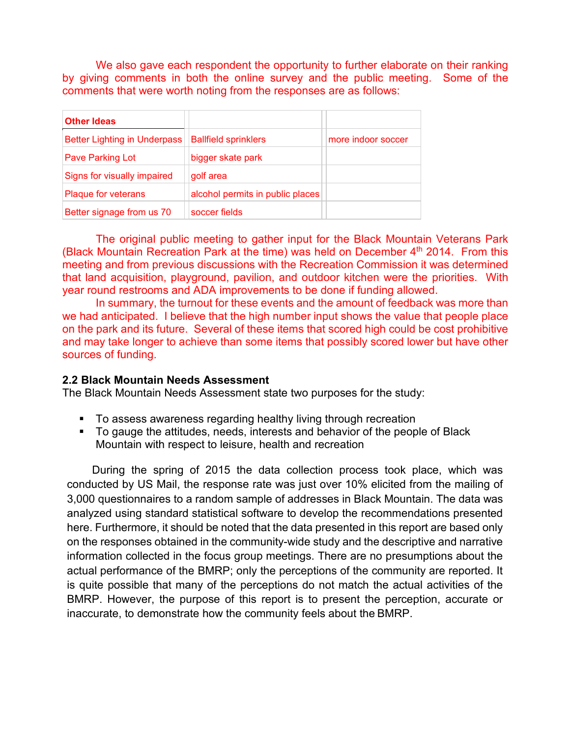We also gave each respondent the opportunity to further elaborate on their ranking by giving comments in both the online survey and the public meeting. Some of the comments that were worth noting from the responses are as follows:

| Other Ideas | | |
|---|---|---|
| Better Lighting in Underpass | Ballfield sprinklers | more indoor soccer |
| Pave Parking Lot | bigger skate park | |
| Signs for visually impaired | golf area | |
| Plaque for veterans | alcohol permits in public places | |
| Better signage from us 70 | soccer fields | |

The original public meeting to gather input for the Black Mountain Veterans Park (Black Mountain Recreation Park at the time) was held on December 4th 2014. From this meeting and from previous discussions with the Recreation Commission it was determined that land acquisition, playground, pavilion, and outdoor kitchen were the priorities. With year round restrooms and ADA improvements to be done if funding allowed.

In summary, the turnout for these events and the amount of feedback was more than we had anticipated. I believe that the high number input shows the value that people place on the park and its future. Several of these items that scored high could be cost prohibitive and may take longer to achieve than some items that possibly scored lower but have other sources of funding.

**2.2 Black Mountain Needs Assessment**

The Black Mountain Needs Assessment state two purposes for the study:

- To assess awareness regarding healthy living through recreation
- To gauge the attitudes, needs, interests and behavior of the people of Black Mountain with respect to leisure, health and recreation

During the spring of 2015 the data collection process took place, which was conducted by US Mail, the response rate was just over 10% elicited from the mailing of 3,000 questionnaires to a random sample of addresses in Black Mountain. The data was analyzed using standard statistical software to develop the recommendations presented here. Furthermore, it should be noted that the data presented in this report are based only on the responses obtained in the community-wide study and the descriptive and narrative information collected in the focus group meetings. There are no presumptions about the actual performance of the BMRP; only the perceptions of the community are reported. It is quite possible that many of the perceptions do not match the actual activities of the BMRP. However, the purpose of this report is to present the perception, accurate or inaccurate, to demonstrate how the community feels about the BMRP.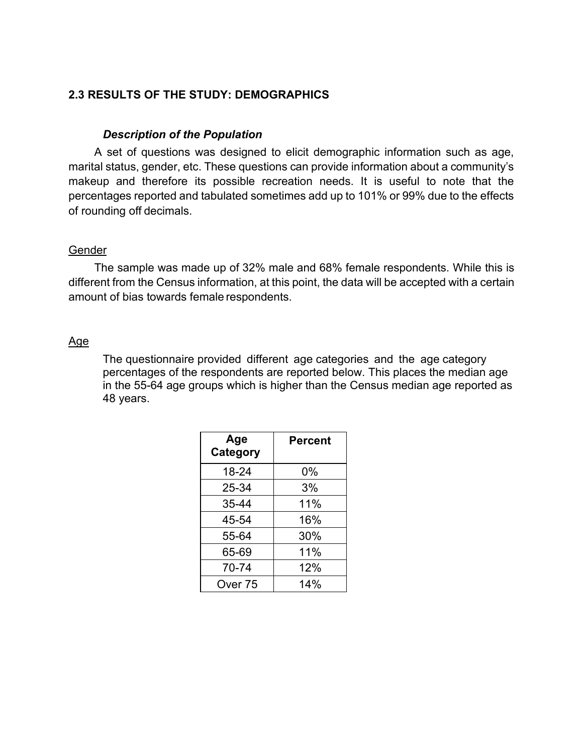## 2.3 RESULTS OF THE STUDY: DEMOGRAPHICS

***Description of the Population***

A set of questions was designed to elicit demographic information such as age, marital status, gender, etc. These questions can provide information about a community's makeup and therefore its possible recreation needs. It is useful to note that the percentages reported and tabulated sometimes add up to 101% or 99% due to the effects of rounding off decimals.

### Gender

The sample was made up of 32% male and 68% female respondents. While this is different from the Census information, at this point, the data will be accepted with a certain amount of bias towards female respondents.

### Age

The questionnaire provided different age categories and the age category percentages of the respondents are reported below. This places the median age in the 55-64 age groups which is higher than the Census median age reported as 48 years.

| Age Category | Percent |
|---|---|
| 18-24 | 0% |
| 25-34 | 3% |
| 35-44 | 11% |
| 45-54 | 16% |
| 55-64 | 30% |
| 65-69 | 11% |
| 70-74 | 12% |
| Over 75 | 14% |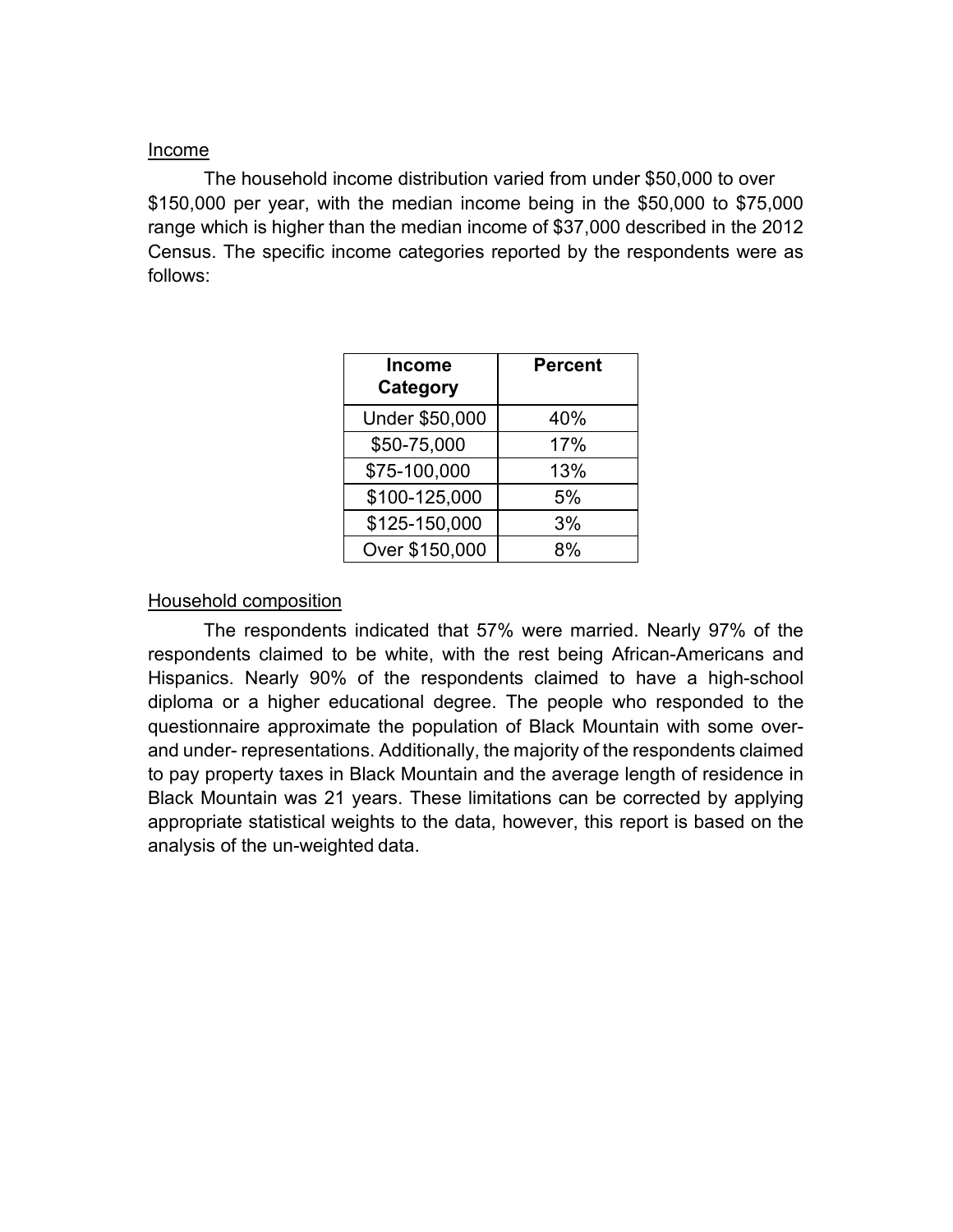## Income

The household income distribution varied from under $50,000 to over $150,000 per year, with the median income being in the $50,000 to $75,000 range which is higher than the median income of $37,000 described in the 2012 Census. The specific income categories reported by the respondents were as follows:

| Income Category | Percent |
|---|---|
| Under $50,000 | 40% |
| $50-75,000 | 17% |
| $75-100,000 | 13% |
| $100-125,000 | 5% |
| $125-150,000 | 3% |
| Over $150,000 | 8% |

## Household composition

The respondents indicated that 57% were married. Nearly 97% of the respondents claimed to be white, with the rest being African-Americans and Hispanics. Nearly 90% of the respondents claimed to have a high-school diploma or a higher educational degree. The people who responded to the questionnaire approximate the population of Black Mountain with some over- and under- representations. Additionally, the majority of the respondents claimed to pay property taxes in Black Mountain and the average length of residence in Black Mountain was 21 years. These limitations can be corrected by applying appropriate statistical weights to the data, however, this report is based on the analysis of the un-weighted data.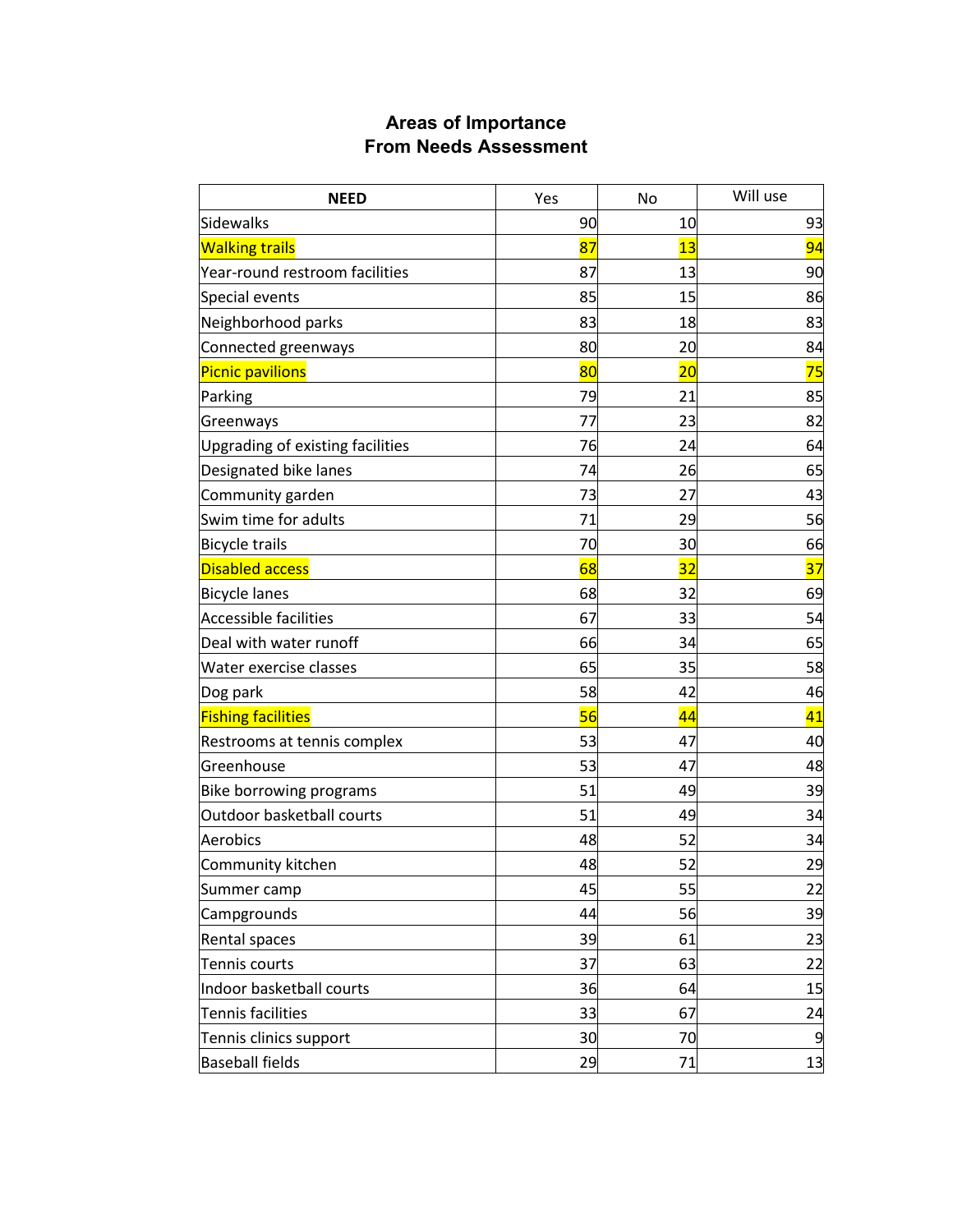# Areas of Importance
## From Needs Assessment

| NEED | Yes | No | Will use |
|---|---|---|---|
| Sidewalks | 90 | 10 | 93 |
| Walking trails | 87 | 13 | 94 |
| Year-round restroom facilities | 87 | 13 | 90 |
| Special events | 85 | 15 | 86 |
| Neighborhood parks | 83 | 18 | 83 |
| Connected greenways | 80 | 20 | 84 |
| Picnic pavilions | 80 | 20 | 75 |
| Parking | 79 | 21 | 85 |
| Greenways | 77 | 23 | 82 |
| Upgrading of existing facilities | 76 | 24 | 64 |
| Designated bike lanes | 74 | 26 | 65 |
| Community garden | 73 | 27 | 43 |
| Swim time for adults | 71 | 29 | 56 |
| Bicycle trails | 70 | 30 | 66 |
| Disabled access | 68 | 32 | 37 |
| Bicycle lanes | 68 | 32 | 69 |
| Accessible facilities | 67 | 33 | 54 |
| Deal with water runoff | 66 | 34 | 65 |
| Water exercise classes | 65 | 35 | 58 |
| Dog park | 58 | 42 | 46 |
| Fishing facilities | 56 | 44 | 41 |
| Restrooms at tennis complex | 53 | 47 | 40 |
| Greenhouse | 53 | 47 | 48 |
| Bike borrowing programs | 51 | 49 | 39 |
| Outdoor basketball courts | 51 | 49 | 34 |
| Aerobics | 48 | 52 | 34 |
| Community kitchen | 48 | 52 | 29 |
| Summer camp | 45 | 55 | 22 |
| Campgrounds | 44 | 56 | 39 |
| Rental spaces | 39 | 61 | 23 |
| Tennis courts | 37 | 63 | 22 |
| Indoor basketball courts | 36 | 64 | 15 |
| Tennis facilities | 33 | 67 | 24 |
| Tennis clinics support | 30 | 70 | 9 |
| Baseball fields | 29 | 71 | 13 |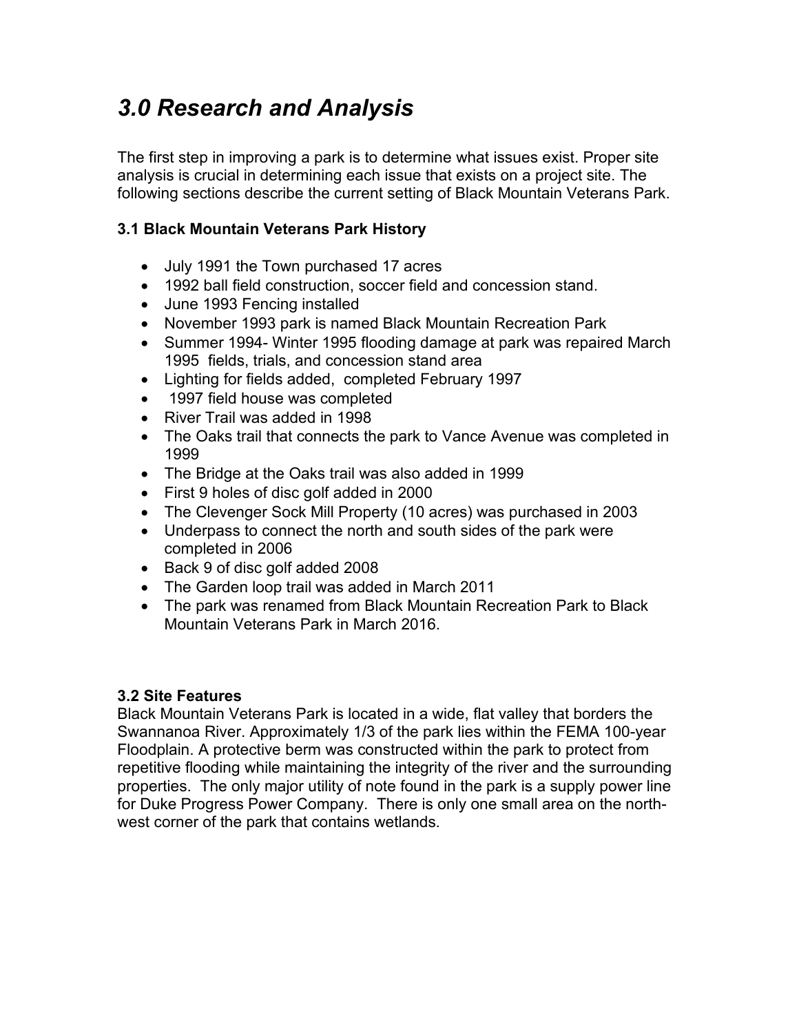# *3.0 Research and Analysis*

The first step in improving a park is to determine what issues exist. Proper site analysis is crucial in determining each issue that exists on a project site. The following sections describe the current setting of Black Mountain Veterans Park.

### 3.1 Black Mountain Veterans Park History

- July 1991 the Town purchased 17 acres
- 1992 ball field construction, soccer field and concession stand.
- June 1993 Fencing installed
- November 1993 park is named Black Mountain Recreation Park
- Summer 1994- Winter 1995 flooding damage at park was repaired March 1995 fields, trials, and concession stand area
- Lighting for fields added, completed February 1997
- 1997 field house was completed
- River Trail was added in 1998
- The Oaks trail that connects the park to Vance Avenue was completed in 1999
- The Bridge at the Oaks trail was also added in 1999
- First 9 holes of disc golf added in 2000
- The Clevenger Sock Mill Property (10 acres) was purchased in 2003
- Underpass to connect the north and south sides of the park were completed in 2006
- Back 9 of disc golf added 2008
- The Garden loop trail was added in March 2011
- The park was renamed from Black Mountain Recreation Park to Black Mountain Veterans Park in March 2016.

### 3.2 Site Features

Black Mountain Veterans Park is located in a wide, flat valley that borders the Swannanoa River. Approximately 1/3 of the park lies within the FEMA 100-year Floodplain. A protective berm was constructed within the park to protect from repetitive flooding while maintaining the integrity of the river and the surrounding properties. The only major utility of note found in the park is a supply power line for Duke Progress Power Company. There is only one small area on the north-west corner of the park that contains wetlands.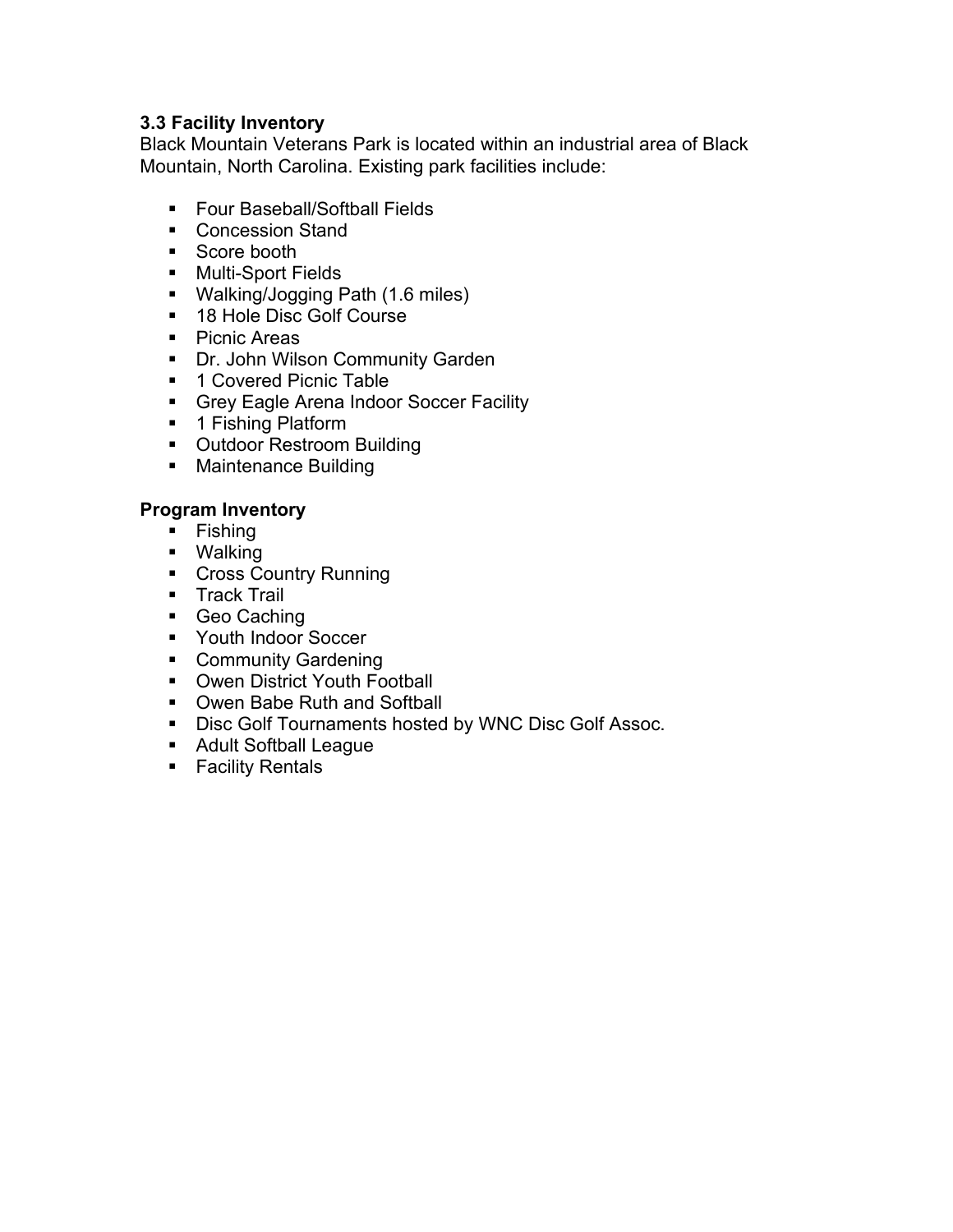### 3.3 Facility Inventory

Black Mountain Veterans Park is located within an industrial area of Black Mountain, North Carolina. Existing park facilities include:

- Four Baseball/Softball Fields
- Concession Stand
- Score booth
- Multi-Sport Fields
- Walking/Jogging Path (1.6 miles)
- 18 Hole Disc Golf Course
- Picnic Areas
- Dr. John Wilson Community Garden
- 1 Covered Picnic Table
- Grey Eagle Arena Indoor Soccer Facility
- 1 Fishing Platform
- Outdoor Restroom Building
- Maintenance Building

### Program Inventory

- Fishing
- Walking
- Cross Country Running
- Track Trail
- Geo Caching
- Youth Indoor Soccer
- Community Gardening
- Owen District Youth Football
- Owen Babe Ruth and Softball
- Disc Golf Tournaments hosted by WNC Disc Golf Assoc.
- Adult Softball League
- Facility Rentals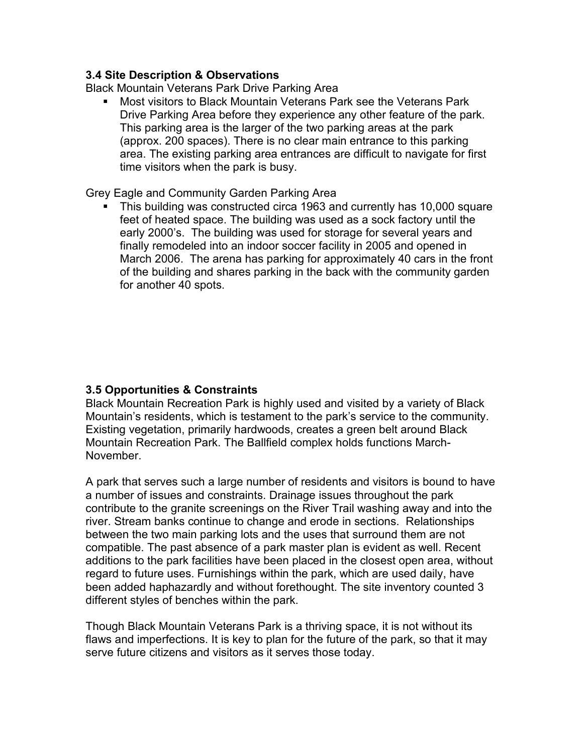### 3.4 Site Description & Observations

Black Mountain Veterans Park Drive Parking Area

- Most visitors to Black Mountain Veterans Park see the Veterans Park Drive Parking Area before they experience any other feature of the park. This parking area is the larger of the two parking areas at the park (approx. 200 spaces). There is no clear main entrance to this parking area. The existing parking area entrances are difficult to navigate for first time visitors when the park is busy.

Grey Eagle and Community Garden Parking Area

- This building was constructed circa 1963 and currently has 10,000 square feet of heated space. The building was used as a sock factory until the early 2000's. The building was used for storage for several years and finally remodeled into an indoor soccer facility in 2005 and opened in March 2006. The arena has parking for approximately 40 cars in the front of the building and shares parking in the back with the community garden for another 40 spots.

### 3.5 Opportunities & Constraints

Black Mountain Recreation Park is highly used and visited by a variety of Black Mountain's residents, which is testament to the park's service to the community. Existing vegetation, primarily hardwoods, creates a green belt around Black Mountain Recreation Park. The Ballfield complex holds functions March-November.

A park that serves such a large number of residents and visitors is bound to have a number of issues and constraints. Drainage issues throughout the park contribute to the granite screenings on the River Trail washing away and into the river. Stream banks continue to change and erode in sections. Relationships between the two main parking lots and the uses that surround them are not compatible. The past absence of a park master plan is evident as well. Recent additions to the park facilities have been placed in the closest open area, without regard to future uses. Furnishings within the park, which are used daily, have been added haphazardly and without forethought. The site inventory counted 3 different styles of benches within the park.

Though Black Mountain Veterans Park is a thriving space, it is not without its flaws and imperfections. It is key to plan for the future of the park, so that it may serve future citizens and visitors as it serves those today.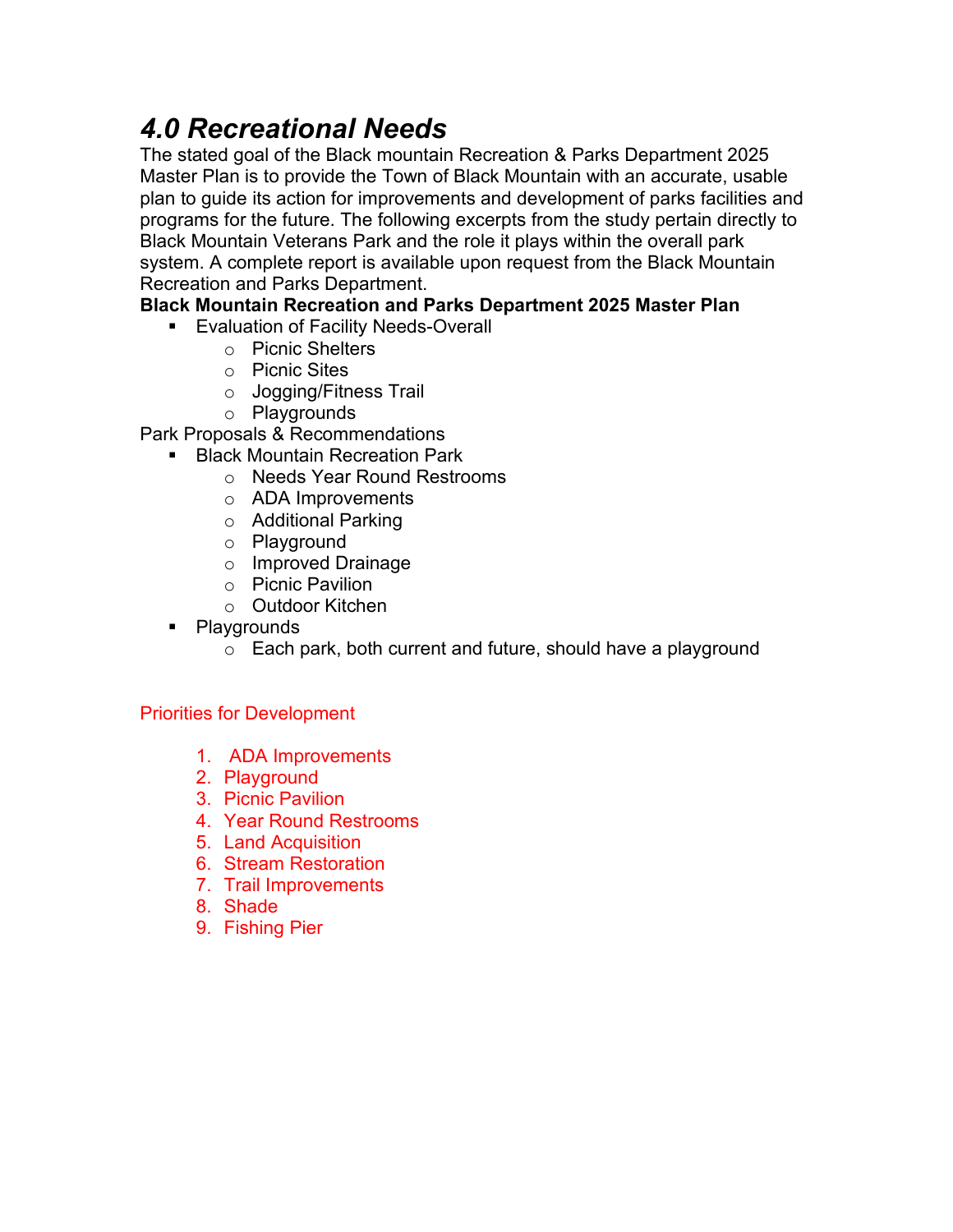# *4.0 Recreational Needs*

The stated goal of the Black mountain Recreation & Parks Department 2025 Master Plan is to provide the Town of Black Mountain with an accurate, usable plan to guide its action for improvements and development of parks facilities and programs for the future. The following excerpts from the study pertain directly to Black Mountain Veterans Park and the role it plays within the overall park system. A complete report is available upon request from the Black Mountain Recreation and Parks Department.

**Black Mountain Recreation and Parks Department 2025 Master Plan**

- Evaluation of Facility Needs-Overall
  - Picnic Shelters
  - Picnic Sites
  - Jogging/Fitness Trail
  - Playgrounds

Park Proposals & Recommendations

- Black Mountain Recreation Park
  - Needs Year Round Restrooms
  - ADA Improvements
  - Additional Parking
  - Playground
  - Improved Drainage
  - Picnic Pavilion
  - Outdoor Kitchen
- Playgrounds
  - Each park, both current and future, should have a playground

Priorities for Development

1. ADA Improvements
2. Playground
3. Picnic Pavilion
4. Year Round Restrooms
5. Land Acquisition
6. Stream Restoration
7. Trail Improvements
8. Shade
9. Fishing Pier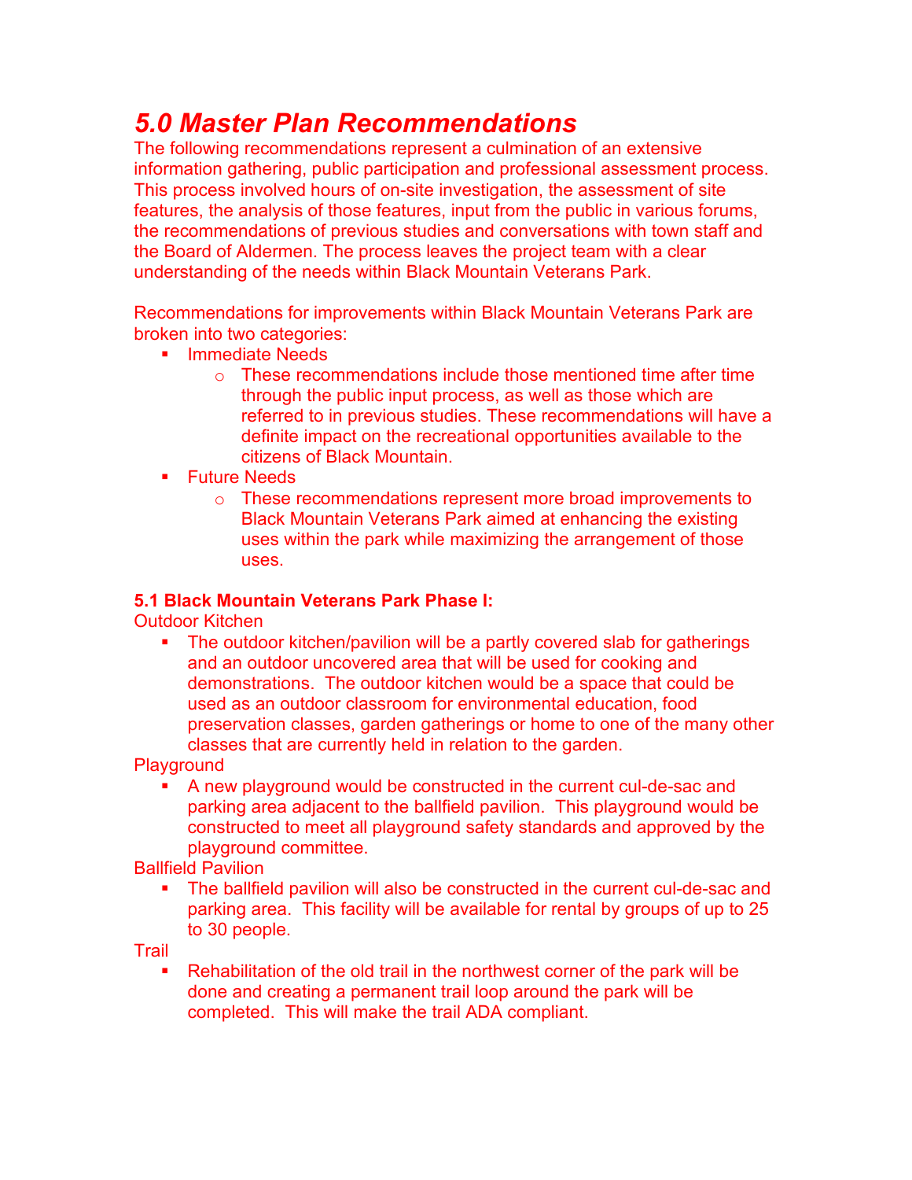# *5.0 Master Plan Recommendations*

The following recommendations represent a culmination of an extensive information gathering, public participation and professional assessment process. This process involved hours of on-site investigation, the assessment of site features, the analysis of those features, input from the public in various forums, the recommendations of previous studies and conversations with town staff and the Board of Aldermen. The process leaves the project team with a clear understanding of the needs within Black Mountain Veterans Park.

Recommendations for improvements within Black Mountain Veterans Park are broken into two categories:

- Immediate Needs
  - These recommendations include those mentioned time after time through the public input process, as well as those which are referred to in previous studies. These recommendations will have a definite impact on the recreational opportunities available to the citizens of Black Mountain.
- Future Needs
  - These recommendations represent more broad improvements to Black Mountain Veterans Park aimed at enhancing the existing uses within the park while maximizing the arrangement of those uses.

**5.1 Black Mountain Veterans Park Phase I:**

Outdoor Kitchen

- The outdoor kitchen/pavilion will be a partly covered slab for gatherings and an outdoor uncovered area that will be used for cooking and demonstrations. The outdoor kitchen would be a space that could be used as an outdoor classroom for environmental education, food preservation classes, garden gatherings or home to one of the many other classes that are currently held in relation to the garden.

Playground

- A new playground would be constructed in the current cul-de-sac and parking area adjacent to the ballfield pavilion. This playground would be constructed to meet all playground safety standards and approved by the playground committee.

Ballfield Pavilion

- The ballfield pavilion will also be constructed in the current cul-de-sac and parking area. This facility will be available for rental by groups of up to 25 to 30 people.

Trail

- Rehabilitation of the old trail in the northwest corner of the park will be done and creating a permanent trail loop around the park will be completed. This will make the trail ADA compliant.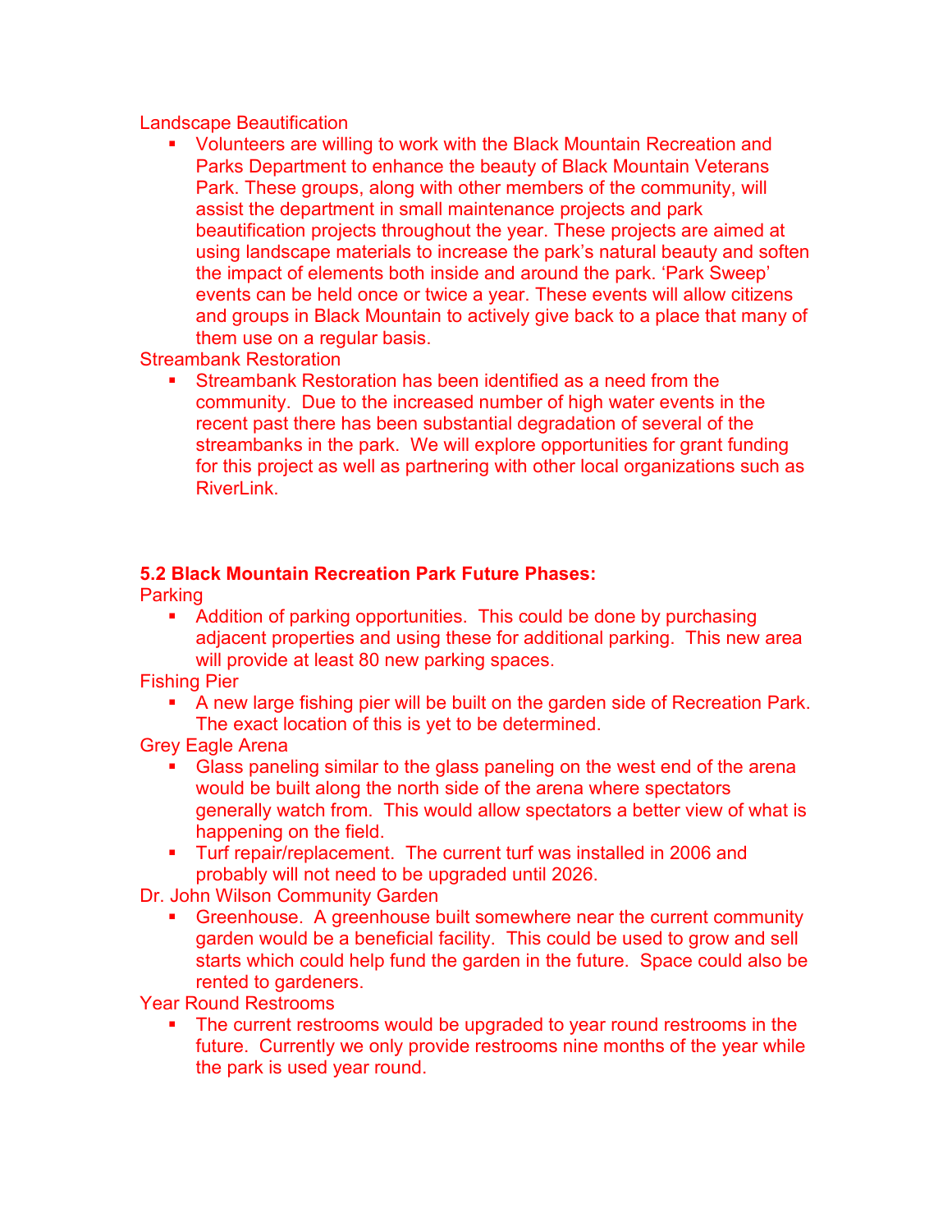Landscape Beautification

- Volunteers are willing to work with the Black Mountain Recreation and Parks Department to enhance the beauty of Black Mountain Veterans Park. These groups, along with other members of the community, will assist the department in small maintenance projects and park beautification projects throughout the year. These projects are aimed at using landscape materials to increase the park's natural beauty and soften the impact of elements both inside and around the park. 'Park Sweep' events can be held once or twice a year. These events will allow citizens and groups in Black Mountain to actively give back to a place that many of them use on a regular basis.

Streambank Restoration

- Streambank Restoration has been identified as a need from the community. Due to the increased number of high water events in the recent past there has been substantial degradation of several of the streambanks in the park. We will explore opportunities for grant funding for this project as well as partnering with other local organizations such as RiverLink.

**5.2 Black Mountain Recreation Park Future Phases:**

Parking

- Addition of parking opportunities. This could be done by purchasing adjacent properties and using these for additional parking. This new area will provide at least 80 new parking spaces.

Fishing Pier

- A new large fishing pier will be built on the garden side of Recreation Park. The exact location of this is yet to be determined.

Grey Eagle Arena

- Glass paneling similar to the glass paneling on the west end of the arena would be built along the north side of the arena where spectators generally watch from. This would allow spectators a better view of what is happening on the field.
- Turf repair/replacement. The current turf was installed in 2006 and probably will not need to be upgraded until 2026.

Dr. John Wilson Community Garden

- Greenhouse. A greenhouse built somewhere near the current community garden would be a beneficial facility. This could be used to grow and sell starts which could help fund the garden in the future. Space could also be rented to gardeners.

Year Round Restrooms

- The current restrooms would be upgraded to year round restrooms in the future. Currently we only provide restrooms nine months of the year while the park is used year round.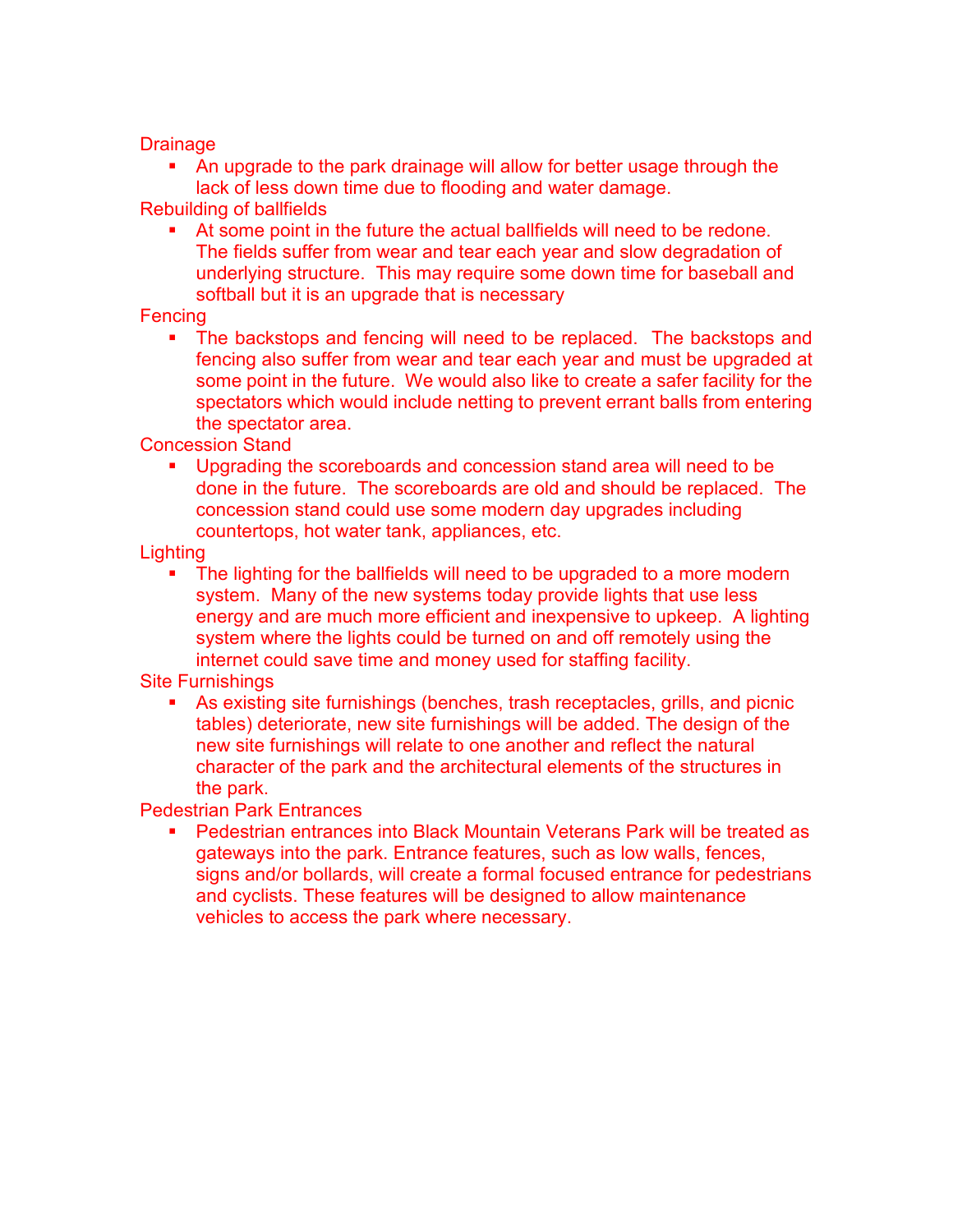Drainage

- An upgrade to the park drainage will allow for better usage through the lack of less down time due to flooding and water damage.

Rebuilding of ballfields

- At some point in the future the actual ballfields will need to be redone. The fields suffer from wear and tear each year and slow degradation of underlying structure. This may require some down time for baseball and softball but it is an upgrade that is necessary

Fencing

- The backstops and fencing will need to be replaced. The backstops and fencing also suffer from wear and tear each year and must be upgraded at some point in the future. We would also like to create a safer facility for the spectators which would include netting to prevent errant balls from entering the spectator area.

Concession Stand

- Upgrading the scoreboards and concession stand area will need to be done in the future. The scoreboards are old and should be replaced. The concession stand could use some modern day upgrades including countertops, hot water tank, appliances, etc.

Lighting

- The lighting for the ballfields will need to be upgraded to a more modern system. Many of the new systems today provide lights that use less energy and are much more efficient and inexpensive to upkeep. A lighting system where the lights could be turned on and off remotely using the internet could save time and money used for staffing facility.

Site Furnishings

- As existing site furnishings (benches, trash receptacles, grills, and picnic tables) deteriorate, new site furnishings will be added. The design of the new site furnishings will relate to one another and reflect the natural character of the park and the architectural elements of the structures in the park.

Pedestrian Park Entrances

- Pedestrian entrances into Black Mountain Veterans Park will be treated as gateways into the park. Entrance features, such as low walls, fences, signs and/or bollards, will create a formal focused entrance for pedestrians and cyclists. These features will be designed to allow maintenance vehicles to access the park where necessary.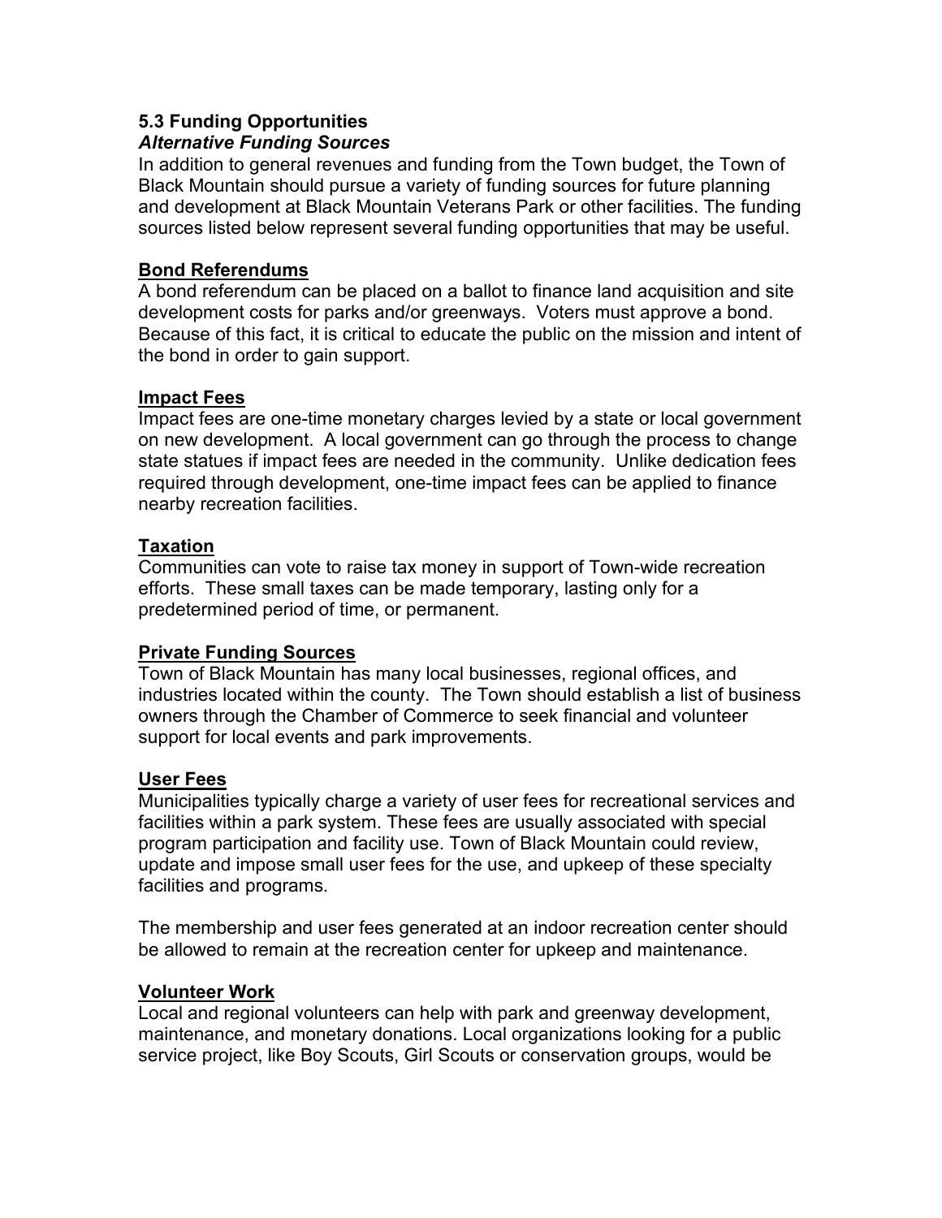## 5.3 Funding Opportunities

### *Alternative Funding Sources*

In addition to general revenues and funding from the Town budget, the Town of Black Mountain should pursue a variety of funding sources for future planning and development at Black Mountain Veterans Park or other facilities. The funding sources listed below represent several funding opportunities that may be useful.

**Bond Referendums**

A bond referendum can be placed on a ballot to finance land acquisition and site development costs for parks and/or greenways. Voters must approve a bond. Because of this fact, it is critical to educate the public on the mission and intent of the bond in order to gain support.

**Impact Fees**

Impact fees are one-time monetary charges levied by a state or local government on new development. A local government can go through the process to change state statues if impact fees are needed in the community. Unlike dedication fees required through development, one-time impact fees can be applied to finance nearby recreation facilities.

**Taxation**

Communities can vote to raise tax money in support of Town-wide recreation efforts. These small taxes can be made temporary, lasting only for a predetermined period of time, or permanent.

**Private Funding Sources**

Town of Black Mountain has many local businesses, regional offices, and industries located within the county. The Town should establish a list of business owners through the Chamber of Commerce to seek financial and volunteer support for local events and park improvements.

**User Fees**

Municipalities typically charge a variety of user fees for recreational services and facilities within a park system. These fees are usually associated with special program participation and facility use. Town of Black Mountain could review, update and impose small user fees for the use, and upkeep of these specialty facilities and programs.

The membership and user fees generated at an indoor recreation center should be allowed to remain at the recreation center for upkeep and maintenance.

**Volunteer Work**

Local and regional volunteers can help with park and greenway development, maintenance, and monetary donations. Local organizations looking for a public service project, like Boy Scouts, Girl Scouts or conservation groups, would be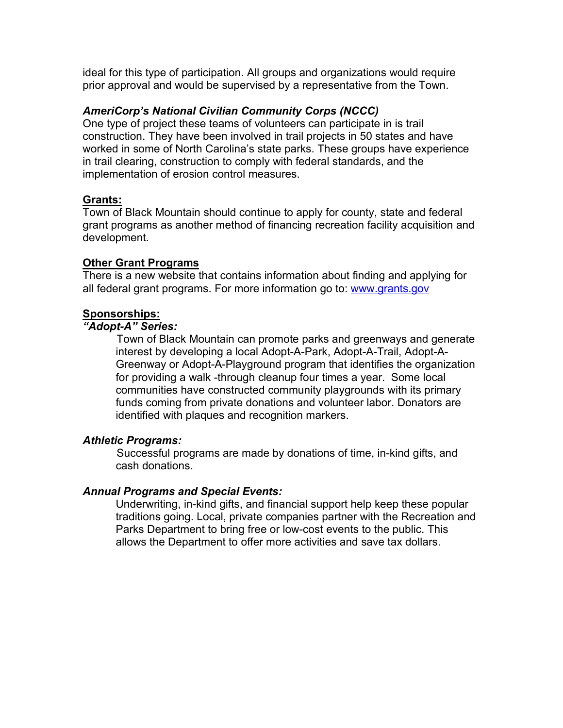ideal for this type of participation. All groups and organizations would require prior approval and would be supervised by a representative from the Town.

***AmeriCorp's National Civilian Community Corps (NCCC)***
One type of project these teams of volunteers can participate in is trail construction. They have been involved in trail projects in 50 states and have worked in some of North Carolina's state parks. These groups have experience in trail clearing, construction to comply with federal standards, and the implementation of erosion control measures.

**<u>Grants:</u>**
Town of Black Mountain should continue to apply for county, state and federal grant programs as another method of financing recreation facility acquisition and development.

**<u>Other Grant Programs</u>**
There is a new website that contains information about finding and applying for all federal grant programs. For more information go to: [www.grants.gov](www.grants.gov)

**<u>Sponsorships:</u>**
***"Adopt-A" Series:***

Town of Black Mountain can promote parks and greenways and generate interest by developing a local Adopt-A-Park, Adopt-A-Trail, Adopt-A-Greenway or Adopt-A-Playground program that identifies the organization for providing a walk -through cleanup four times a year. Some local communities have constructed community playgrounds with its primary funds coming from private donations and volunteer labor. Donators are identified with plaques and recognition markers.

***Athletic Programs:***

Successful programs are made by donations of time, in-kind gifts, and cash donations.

***Annual Programs and Special Events:***

Underwriting, in-kind gifts, and financial support help keep these popular traditions going. Local, private companies partner with the Recreation and Parks Department to bring free or low-cost events to the public. This allows the Department to offer more activities and save tax dollars.